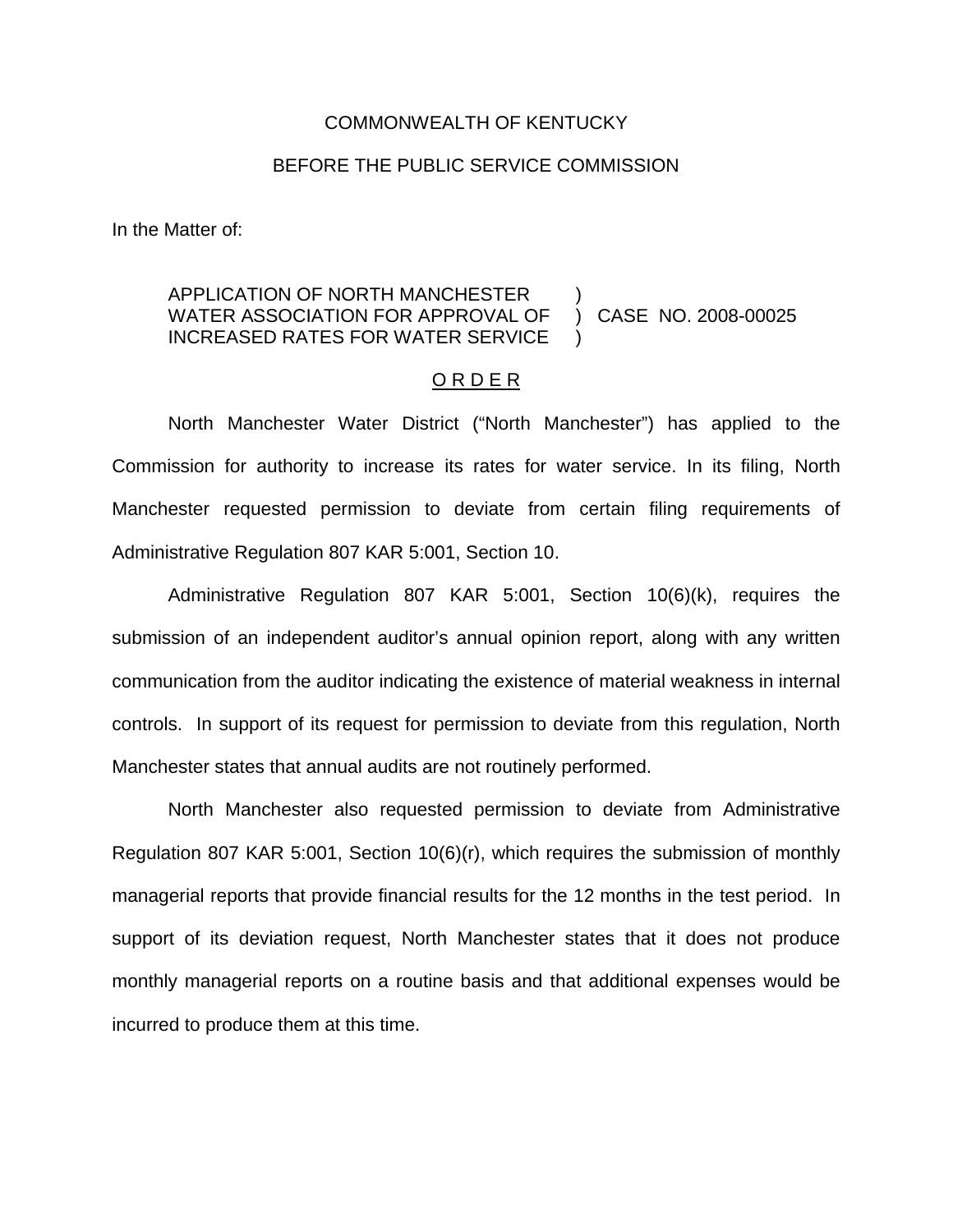COMMONWEALTH OF KENTUCKY

BEFORE THE PUBLIC SERVICE COMMISSION

In the Matter of:

APPLICATION OF NORTH MANCHESTER WATER ASSOCIATION FOR APPROVAL OF INCREASED RATES FOR WATER SERVICE ) CASE NO. 2008-00025

O R D E R

North Manchester Water District ("North Manchester") has applied to the Commission for authority to increase its rates for water service. In its filing, North Manchester requested permission to deviate from certain filing requirements of Administrative Regulation 807 KAR 5:001, Section 10.

Administrative Regulation 807 KAR 5:001, Section 10(6)(k), requires the submission of an independent auditor's annual opinion report, along with any written communication from the auditor indicating the existence of material weakness in internal controls. In support of its request for permission to deviate from this regulation, North Manchester states that annual audits are not routinely performed.

North Manchester also requested permission to deviate from Administrative Regulation 807 KAR 5:001, Section 10(6)(r), which requires the submission of monthly managerial reports that provide financial results for the 12 months in the test period. In support of its deviation request, North Manchester states that it does not produce monthly managerial reports on a routine basis and that additional expenses would be incurred to produce them at this time.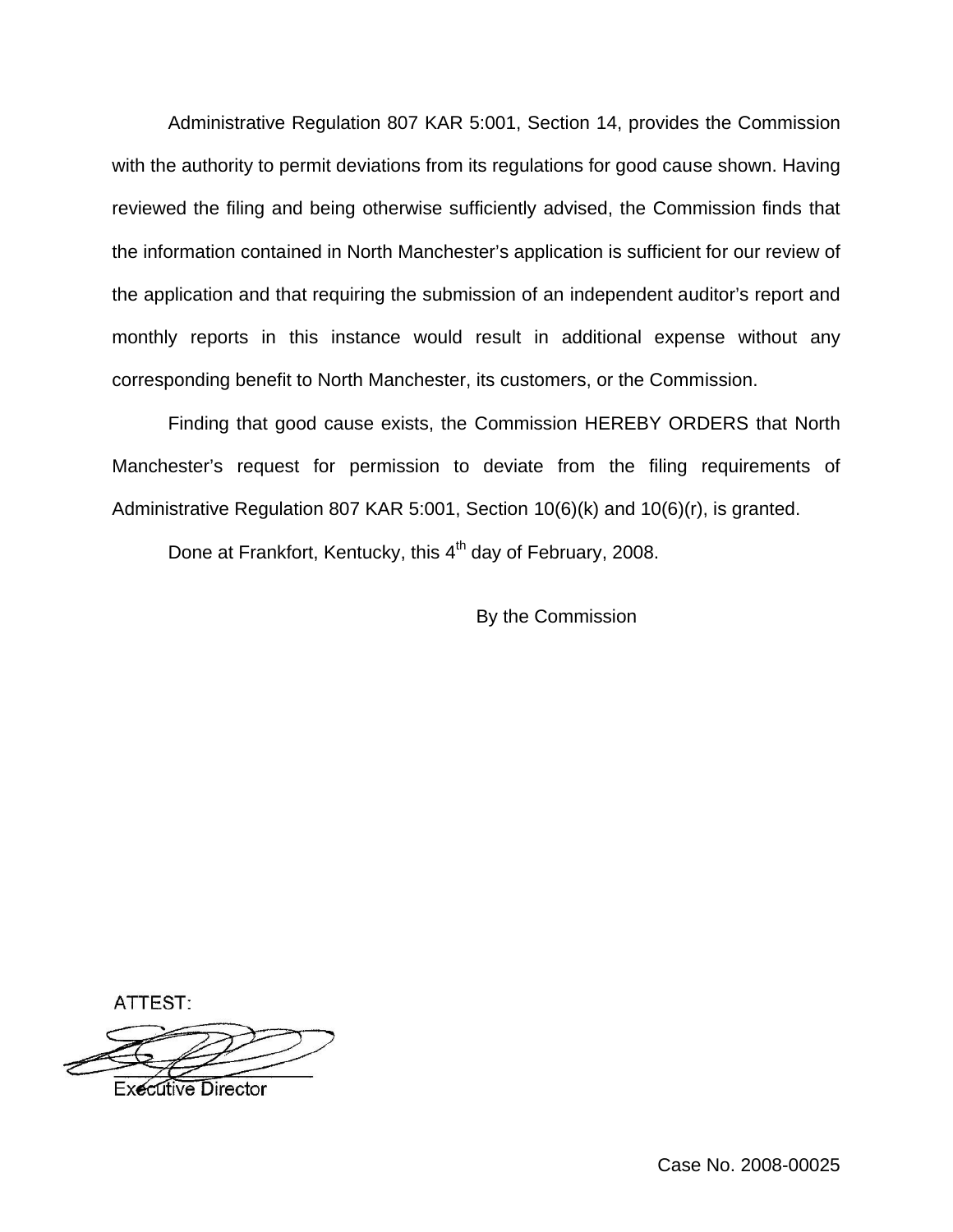Administrative Regulation 807 KAR 5:001, Section 14, provides the Commission with the authority to permit deviations from its regulations for good cause shown. Having reviewed the filing and being otherwise sufficiently advised, the Commission finds that the information contained in North Manchester's application is sufficient for our review of the application and that requiring the submission of an independent auditor's report and monthly reports in this instance would result in additional expense without any corresponding benefit to North Manchester, its customers, or the Commission.

Finding that good cause exists, the Commission HEREBY ORDERS that North Manchester's request for permission to deviate from the filing requirements of Administrative Regulation 807 KAR 5:001, Section 10(6)(k) and 10(6)(r), is granted.

Done at Frankfort, Kentucky, this 4th day of February, 2008.

By the Commission

ATTEST:

Executive Director

Case No. 2008-00025